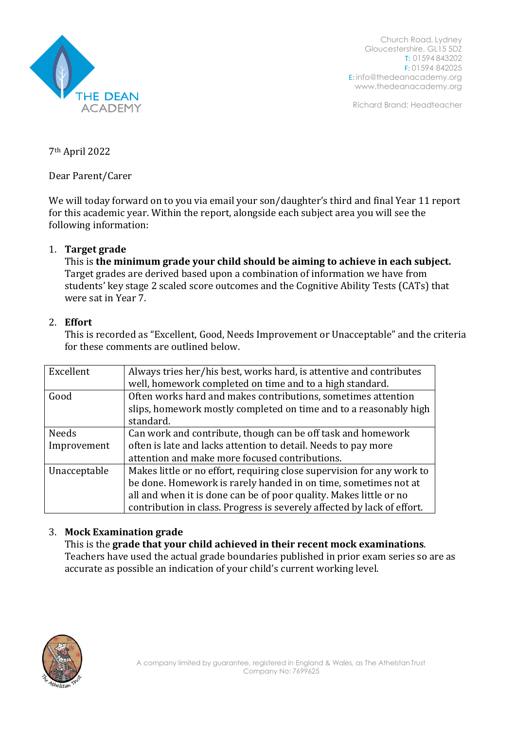THE DEAN ACADEMY

Church Road, Lydney
Gloucestershire, GL15 5DZ
T: 01594 843202
F: 01594 842025
E: info@thedeanacademy.org
www.thedeanacademy.org

Richard Brand: Headteacher

7th April 2022

Dear Parent/Carer

We will today forward on to you via email your son/daughter's third and final Year 11 report for this academic year. Within the report, alongside each subject area you will see the following information:

1. **Target grade**
   This is **the minimum grade your child should be aiming to achieve in each subject.** Target grades are derived based upon a combination of information we have from students' key stage 2 scaled score outcomes and the Cognitive Ability Tests (CATs) that were sat in Year 7.

2. **Effort**
   This is recorded as "Excellent, Good, Needs Improvement or Unacceptable" and the criteria for these comments are outlined below.

| | |
|---|---|
| Excellent | Always tries her/his best, works hard, is attentive and contributes well, homework completed on time and to a high standard. |
| Good | Often works hard and makes contributions, sometimes attention slips, homework mostly completed on time and to a reasonably high standard. |
| Needs Improvement | Can work and contribute, though can be off task and homework often is late and lacks attention to detail. Needs to pay more attention and make more focused contributions. |
| Unacceptable | Makes little or no effort, requiring close supervision for any work to be done. Homework is rarely handed in on time, sometimes not at all and when it is done can be of poor quality. Makes little or no contribution in class. Progress is severely affected by lack of effort. |

3. **Mock Examination grade**
   This is the **grade that your child achieved in their recent mock examinations**. Teachers have used the actual grade boundaries published in prior exam series so are as accurate as possible an indication of your child's current working level.

A company limited by guarantee, registered in England & Wales, as The Athelstan Trust
Company No: 7699625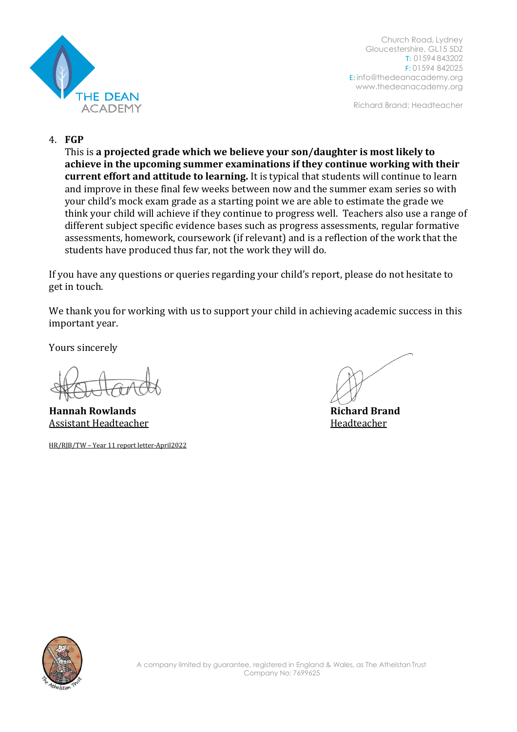Church Road, Lydney
Gloucestershire, GL15 5DZ
T: 01594 843202
F: 01594 842025
E: info@thedeanacademy.org
www.thedeanacademy.org

Richard Brand: Headteacher

4. **FGP**
   This is **a projected grade which we believe your son/daughter is most likely to achieve in the upcoming summer examinations if they continue working with their current effort and attitude to learning.** It is typical that students will continue to learn and improve in these final few weeks between now and the summer exam series so with your child's mock exam grade as a starting point we are able to estimate the grade we think your child will achieve if they continue to progress well. Teachers also use a range of different subject specific evidence bases such as progress assessments, regular formative assessments, homework, coursework (if relevant) and is a reflection of the work that the students have produced thus far, not the work they will do.

If you have any questions or queries regarding your child's report, please do not hesitate to get in touch.

We thank you for working with us to support your child in achieving academic success in this important year.

Yours sincerely

**Hannah Rowlands**
Assistant Headteacher

**Richard Brand**
Headteacher

HR/RJB/TW – Year 11 report letter-April2022

A company limited by guarantee, registered in England & Wales, as The Athelstan Trust
Company No: 7699625